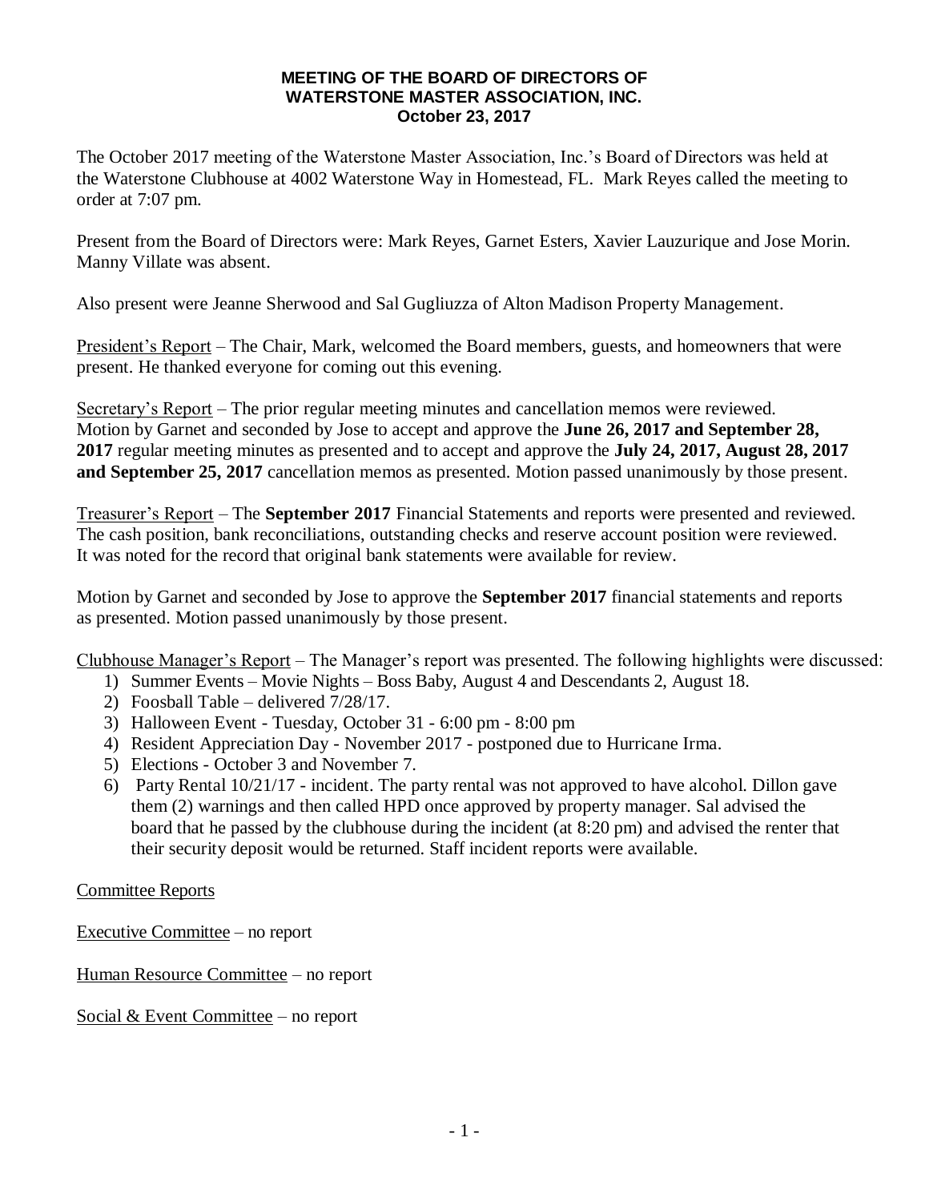# MEETING OF THE BOARD OF DIRECTORS OF
# WATERSTONE MASTER ASSOCIATION, INC.
## October 23, 2017

The October 2017 meeting of the Waterstone Master Association, Inc.'s Board of Directors was held at the Waterstone Clubhouse at 4002 Waterstone Way in Homestead, FL. Mark Reyes called the meeting to order at 7:07 pm.

Present from the Board of Directors were: Mark Reyes, Garnet Esters, Xavier Lauzurique and Jose Morin. Manny Villate was absent.

Also present were Jeanne Sherwood and Sal Gugliuzza of Alton Madison Property Management.

<u>President's Report</u> – The Chair, Mark, welcomed the Board members, guests, and homeowners that were present. He thanked everyone for coming out this evening.

<u>Secretary's Report</u> – The prior regular meeting minutes and cancellation memos were reviewed. Motion by Garnet and seconded by Jose to accept and approve the **June 26, 2017 and September 28, 2017** regular meeting minutes as presented and to accept and approve the **July 24, 2017, August 28, 2017 and September 25, 2017** cancellation memos as presented. Motion passed unanimously by those present.

<u>Treasurer's Report</u> – The **September 2017** Financial Statements and reports were presented and reviewed. The cash position, bank reconciliations, outstanding checks and reserve account position were reviewed. It was noted for the record that original bank statements were available for review.

Motion by Garnet and seconded by Jose to approve the **September 2017** financial statements and reports as presented. Motion passed unanimously by those present.

<u>Clubhouse Manager's Report</u> – The Manager's report was presented. The following highlights were discussed:

1) Summer Events – Movie Nights – Boss Baby, August 4 and Descendants 2, August 18.
2) Foosball Table – delivered 7/28/17.
3) Halloween Event - Tuesday, October 31 - 6:00 pm - 8:00 pm
4) Resident Appreciation Day - November 2017 - postponed due to Hurricane Irma.
5) Elections - October 3 and November 7.
6) Party Rental 10/21/17 - incident. The party rental was not approved to have alcohol. Dillon gave them (2) warnings and then called HPD once approved by property manager. Sal advised the board that he passed by the clubhouse during the incident (at 8:20 pm) and advised the renter that their security deposit would be returned. Staff incident reports were available.

<u>Committee Reports</u>

<u>Executive Committee</u> – no report

<u>Human Resource Committee</u> – no report

<u>Social & Event Committee</u> – no report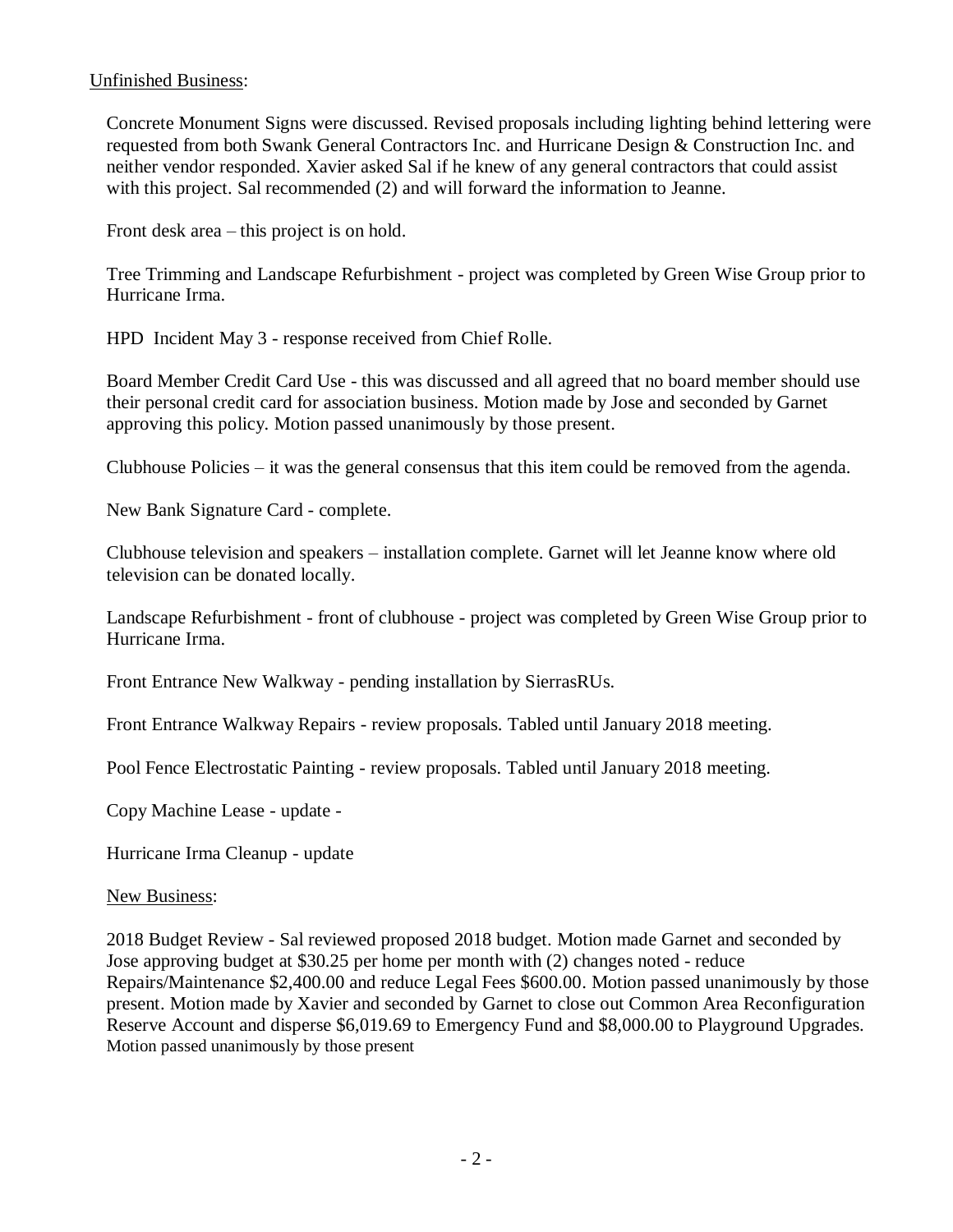Unfinished Business:

Concrete Monument Signs were discussed. Revised proposals including lighting behind lettering were requested from both Swank General Contractors Inc. and Hurricane Design & Construction Inc. and neither vendor responded. Xavier asked Sal if he knew of any general contractors that could assist with this project. Sal recommended (2) and will forward the information to Jeanne.

Front desk area – this project is on hold.

Tree Trimming and Landscape Refurbishment - project was completed by Green Wise Group prior to Hurricane Irma.

HPD Incident May 3 - response received from Chief Rolle.

Board Member Credit Card Use - this was discussed and all agreed that no board member should use their personal credit card for association business. Motion made by Jose and seconded by Garnet approving this policy. Motion passed unanimously by those present.

Clubhouse Policies – it was the general consensus that this item could be removed from the agenda.

New Bank Signature Card - complete.

Clubhouse television and speakers – installation complete. Garnet will let Jeanne know where old television can be donated locally.

Landscape Refurbishment - front of clubhouse - project was completed by Green Wise Group prior to Hurricane Irma.

Front Entrance New Walkway - pending installation by SierrasRUs.

Front Entrance Walkway Repairs - review proposals. Tabled until January 2018 meeting.

Pool Fence Electrostatic Painting - review proposals. Tabled until January 2018 meeting.

Copy Machine Lease - update -

Hurricane Irma Cleanup - update

New Business:

2018 Budget Review - Sal reviewed proposed 2018 budget. Motion made Garnet and seconded by Jose approving budget at $30.25 per home per month with (2) changes noted - reduce Repairs/Maintenance $2,400.00 and reduce Legal Fees $600.00. Motion passed unanimously by those present. Motion made by Xavier and seconded by Garnet to close out Common Area Reconfiguration Reserve Account and disperse $6,019.69 to Emergency Fund and $8,000.00 to Playground Upgrades. Motion passed unanimously by those present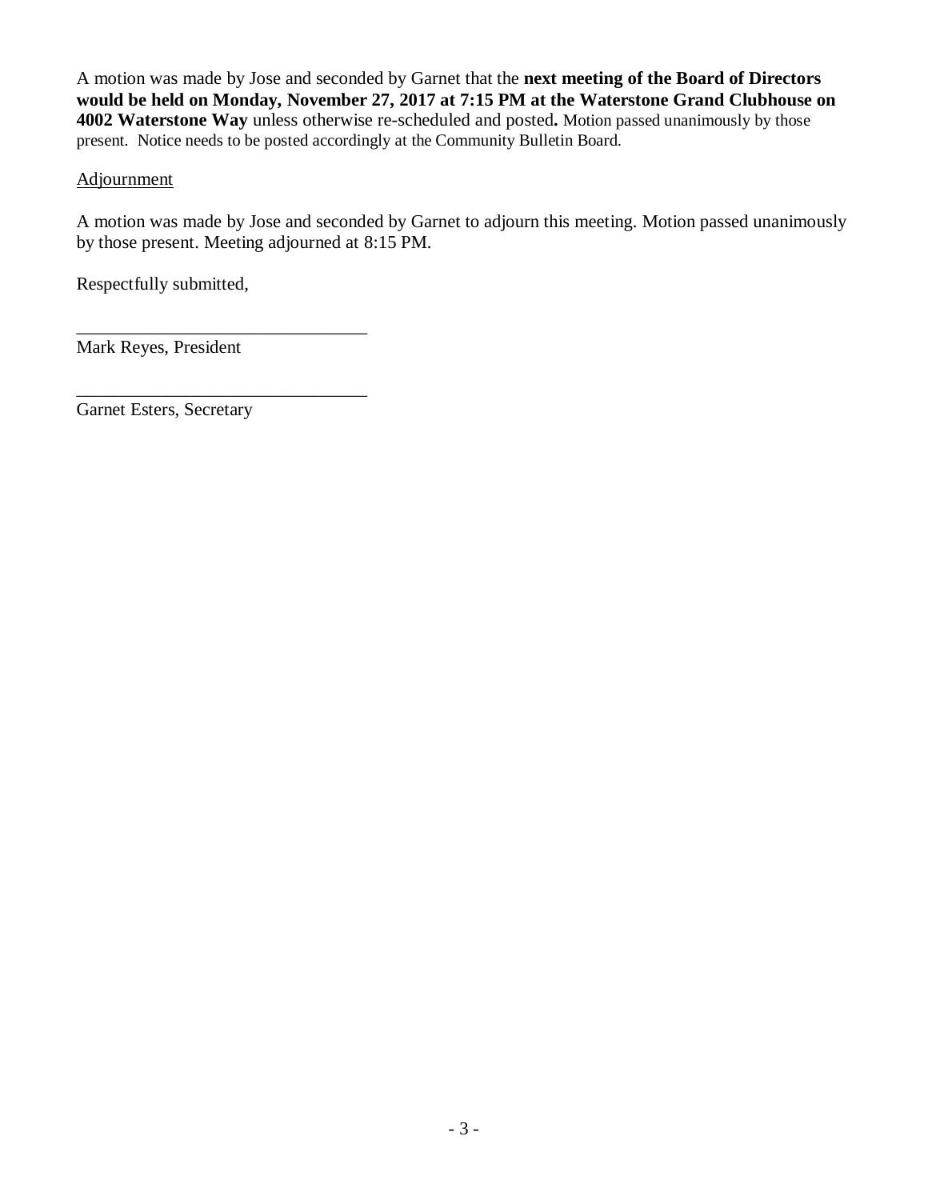A motion was made by Jose and seconded by Garnet that the **next meeting of the Board of Directors would be held on Monday, November 27, 2017 at 7:15 PM at the Waterstone Grand Clubhouse on 4002 Waterstone Way** unless otherwise re-scheduled and posted**.** Motion passed unanimously by those present. Notice needs to be posted accordingly at the Community Bulletin Board.

Adjournment

A motion was made by Jose and seconded by Garnet to adjourn this meeting. Motion passed unanimously by those present. Meeting adjourned at 8:15 PM.

Respectfully submitted,

_________________________________
Mark Reyes, President

_________________________________
Garnet Esters, Secretary